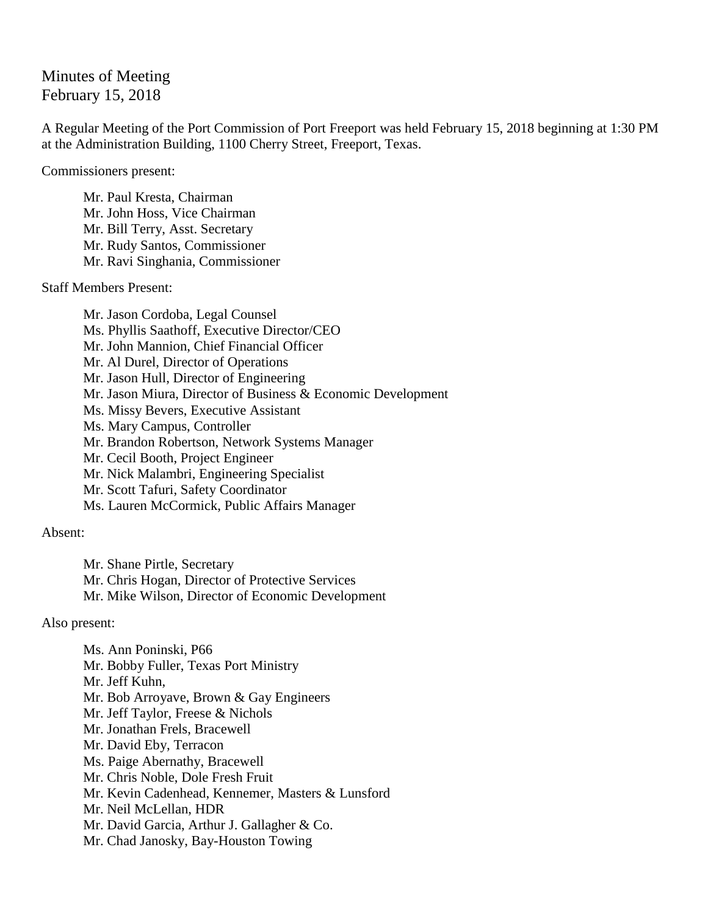# Minutes of Meeting
February 15, 2018

A Regular Meeting of the Port Commission of Port Freeport was held February 15, 2018 beginning at 1:30 PM at the Administration Building, 1100 Cherry Street, Freeport, Texas.

Commissioners present:

- Mr. Paul Kresta, Chairman
- Mr. John Hoss, Vice Chairman
- Mr. Bill Terry, Asst. Secretary
- Mr. Rudy Santos, Commissioner
- Mr. Ravi Singhania, Commissioner

Staff Members Present:

- Mr. Jason Cordoba, Legal Counsel
- Ms. Phyllis Saathoff, Executive Director/CEO
- Mr. John Mannion, Chief Financial Officer
- Mr. Al Durel, Director of Operations
- Mr. Jason Hull, Director of Engineering
- Mr. Jason Miura, Director of Business & Economic Development
- Ms. Missy Bevers, Executive Assistant
- Ms. Mary Campus, Controller
- Mr. Brandon Robertson, Network Systems Manager
- Mr. Cecil Booth, Project Engineer
- Mr. Nick Malambri, Engineering Specialist
- Mr. Scott Tafuri, Safety Coordinator
- Ms. Lauren McCormick, Public Affairs Manager

Absent:

- Mr. Shane Pirtle, Secretary
- Mr. Chris Hogan, Director of Protective Services
- Mr. Mike Wilson, Director of Economic Development

Also present:

- Ms. Ann Poninski, P66
- Mr. Bobby Fuller, Texas Port Ministry
- Mr. Jeff Kuhn,
- Mr. Bob Arroyave, Brown & Gay Engineers
- Mr. Jeff Taylor, Freese & Nichols
- Mr. Jonathan Frels, Bracewell
- Mr. David Eby, Terracon
- Ms. Paige Abernathy, Bracewell
- Mr. Chris Noble, Dole Fresh Fruit
- Mr. Kevin Cadenhead, Kennemer, Masters & Lunsford
- Mr. Neil McLellan, HDR
- Mr. David Garcia, Arthur J. Gallagher & Co.
- Mr. Chad Janosky, Bay-Houston Towing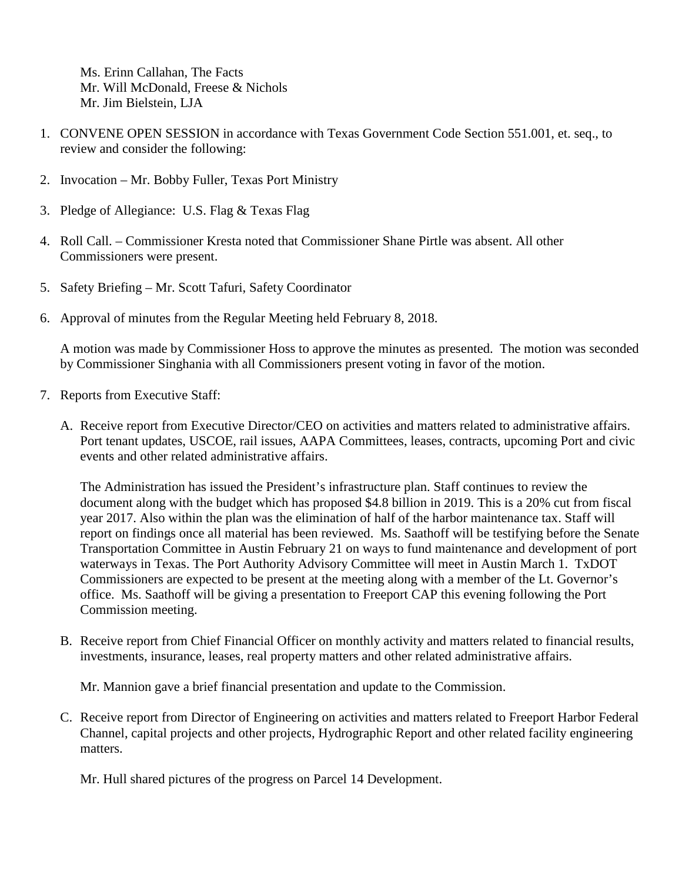Ms. Erinn Callahan, The Facts
Mr. Will McDonald, Freese & Nichols
Mr. Jim Bielstein, LJA

1. CONVENE OPEN SESSION in accordance with Texas Government Code Section 551.001, et. seq., to review and consider the following:

2. Invocation – Mr. Bobby Fuller, Texas Port Ministry

3. Pledge of Allegiance: U.S. Flag & Texas Flag

4. Roll Call. – Commissioner Kresta noted that Commissioner Shane Pirtle was absent. All other Commissioners were present.

5. Safety Briefing – Mr. Scott Tafuri, Safety Coordinator

6. Approval of minutes from the Regular Meeting held February 8, 2018.

   A motion was made by Commissioner Hoss to approve the minutes as presented. The motion was seconded by Commissioner Singhania with all Commissioners present voting in favor of the motion.

7. Reports from Executive Staff:

   A. Receive report from Executive Director/CEO on activities and matters related to administrative affairs. Port tenant updates, USCOE, rail issues, AAPA Committees, leases, contracts, upcoming Port and civic events and other related administrative affairs.

      The Administration has issued the President's infrastructure plan. Staff continues to review the document along with the budget which has proposed $4.8 billion in 2019. This is a 20% cut from fiscal year 2017. Also within the plan was the elimination of half of the harbor maintenance tax. Staff will report on findings once all material has been reviewed. Ms. Saathoff will be testifying before the Senate Transportation Committee in Austin February 21 on ways to fund maintenance and development of port waterways in Texas. The Port Authority Advisory Committee will meet in Austin March 1. TxDOT Commissioners are expected to be present at the meeting along with a member of the Lt. Governor's office. Ms. Saathoff will be giving a presentation to Freeport CAP this evening following the Port Commission meeting.

   B. Receive report from Chief Financial Officer on monthly activity and matters related to financial results, investments, insurance, leases, real property matters and other related administrative affairs.

      Mr. Mannion gave a brief financial presentation and update to the Commission.

   C. Receive report from Director of Engineering on activities and matters related to Freeport Harbor Federal Channel, capital projects and other projects, Hydrographic Report and other related facility engineering matters.

      Mr. Hull shared pictures of the progress on Parcel 14 Development.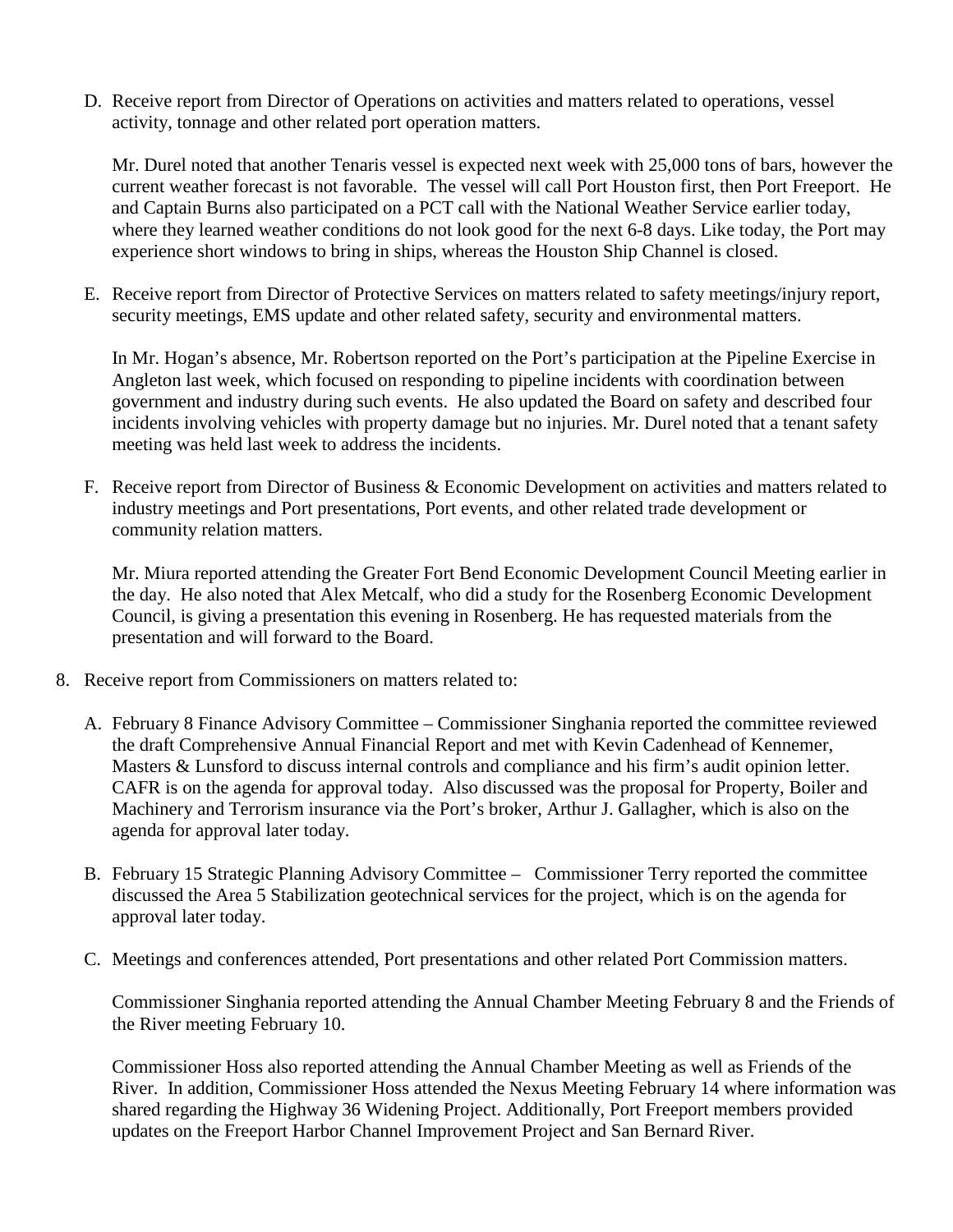D. Receive report from Director of Operations on activities and matters related to operations, vessel activity, tonnage and other related port operation matters.

   Mr. Durel noted that another Tenaris vessel is expected next week with 25,000 tons of bars, however the current weather forecast is not favorable. The vessel will call Port Houston first, then Port Freeport. He and Captain Burns also participated on a PCT call with the National Weather Service earlier today, where they learned weather conditions do not look good for the next 6-8 days. Like today, the Port may experience short windows to bring in ships, whereas the Houston Ship Channel is closed.

E. Receive report from Director of Protective Services on matters related to safety meetings/injury report, security meetings, EMS update and other related safety, security and environmental matters.

   In Mr. Hogan's absence, Mr. Robertson reported on the Port's participation at the Pipeline Exercise in Angleton last week, which focused on responding to pipeline incidents with coordination between government and industry during such events. He also updated the Board on safety and described four incidents involving vehicles with property damage but no injuries. Mr. Durel noted that a tenant safety meeting was held last week to address the incidents.

F. Receive report from Director of Business & Economic Development on activities and matters related to industry meetings and Port presentations, Port events, and other related trade development or community relation matters.

   Mr. Miura reported attending the Greater Fort Bend Economic Development Council Meeting earlier in the day. He also noted that Alex Metcalf, who did a study for the Rosenberg Economic Development Council, is giving a presentation this evening in Rosenberg. He has requested materials from the presentation and will forward to the Board.

8. Receive report from Commissioners on matters related to:

   A. February 8 Finance Advisory Committee – Commissioner Singhania reported the committee reviewed the draft Comprehensive Annual Financial Report and met with Kevin Cadenhead of Kennemer, Masters & Lunsford to discuss internal controls and compliance and his firm's audit opinion letter. CAFR is on the agenda for approval today. Also discussed was the proposal for Property, Boiler and Machinery and Terrorism insurance via the Port's broker, Arthur J. Gallagher, which is also on the agenda for approval later today.

   B. February 15 Strategic Planning Advisory Committee – Commissioner Terry reported the committee discussed the Area 5 Stabilization geotechnical services for the project, which is on the agenda for approval later today.

   C. Meetings and conferences attended, Port presentations and other related Port Commission matters.

      Commissioner Singhania reported attending the Annual Chamber Meeting February 8 and the Friends of the River meeting February 10.

      Commissioner Hoss also reported attending the Annual Chamber Meeting as well as Friends of the River. In addition, Commissioner Hoss attended the Nexus Meeting February 14 where information was shared regarding the Highway 36 Widening Project. Additionally, Port Freeport members provided updates on the Freeport Harbor Channel Improvement Project and San Bernard River.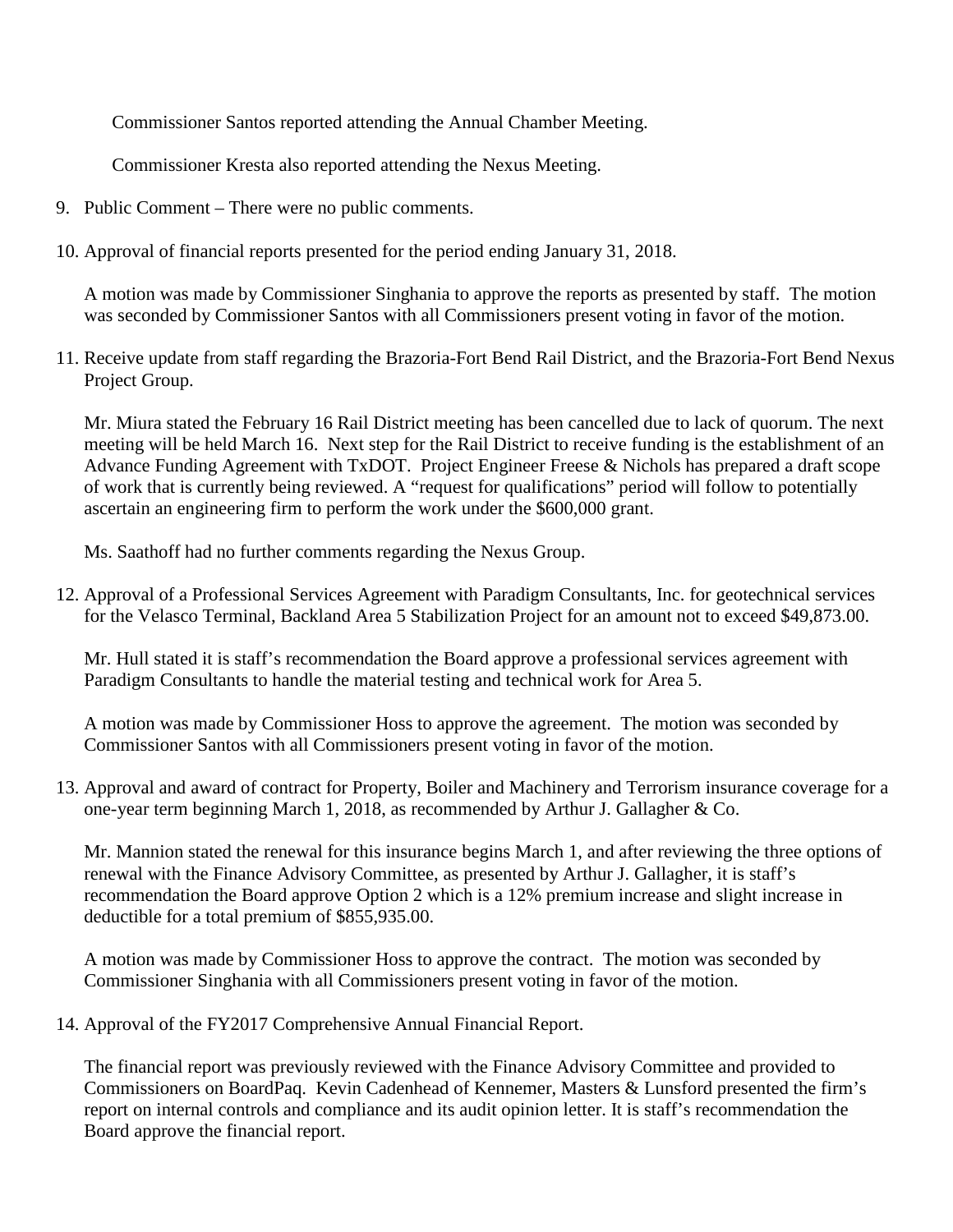Commissioner Santos reported attending the Annual Chamber Meeting.

Commissioner Kresta also reported attending the Nexus Meeting.

9. Public Comment – There were no public comments.

10. Approval of financial reports presented for the period ending January 31, 2018.

    A motion was made by Commissioner Singhania to approve the reports as presented by staff. The motion was seconded by Commissioner Santos with all Commissioners present voting in favor of the motion.

11. Receive update from staff regarding the Brazoria-Fort Bend Rail District, and the Brazoria-Fort Bend Nexus Project Group.

    Mr. Miura stated the February 16 Rail District meeting has been cancelled due to lack of quorum. The next meeting will be held March 16. Next step for the Rail District to receive funding is the establishment of an Advance Funding Agreement with TxDOT. Project Engineer Freese & Nichols has prepared a draft scope of work that is currently being reviewed. A "request for qualifications" period will follow to potentially ascertain an engineering firm to perform the work under the $600,000 grant.

    Ms. Saathoff had no further comments regarding the Nexus Group.

12. Approval of a Professional Services Agreement with Paradigm Consultants, Inc. for geotechnical services for the Velasco Terminal, Backland Area 5 Stabilization Project for an amount not to exceed $49,873.00.

    Mr. Hull stated it is staff's recommendation the Board approve a professional services agreement with Paradigm Consultants to handle the material testing and technical work for Area 5.

    A motion was made by Commissioner Hoss to approve the agreement. The motion was seconded by Commissioner Santos with all Commissioners present voting in favor of the motion.

13. Approval and award of contract for Property, Boiler and Machinery and Terrorism insurance coverage for a one-year term beginning March 1, 2018, as recommended by Arthur J. Gallagher & Co.

    Mr. Mannion stated the renewal for this insurance begins March 1, and after reviewing the three options of renewal with the Finance Advisory Committee, as presented by Arthur J. Gallagher, it is staff's recommendation the Board approve Option 2 which is a 12% premium increase and slight increase in deductible for a total premium of $855,935.00.

    A motion was made by Commissioner Hoss to approve the contract. The motion was seconded by Commissioner Singhania with all Commissioners present voting in favor of the motion.

14. Approval of the FY2017 Comprehensive Annual Financial Report.

    The financial report was previously reviewed with the Finance Advisory Committee and provided to Commissioners on BoardPaq. Kevin Cadenhead of Kennemer, Masters & Lunsford presented the firm's report on internal controls and compliance and its audit opinion letter. It is staff's recommendation the Board approve the financial report.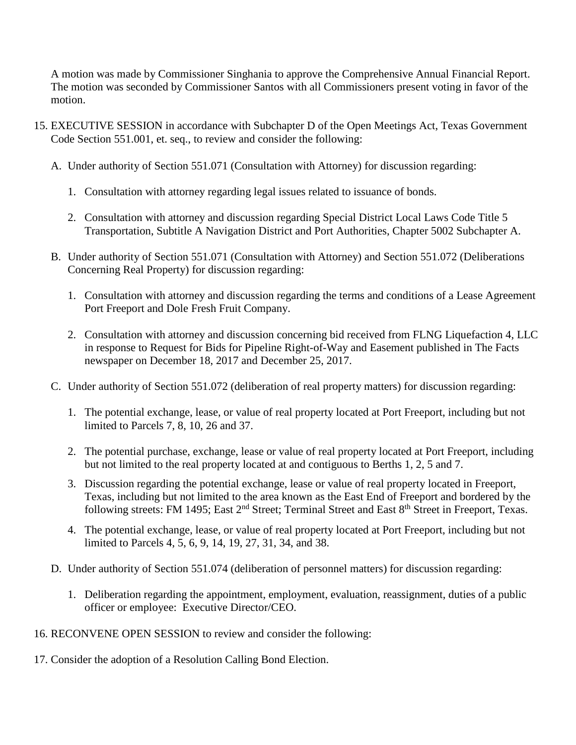A motion was made by Commissioner Singhania to approve the Comprehensive Annual Financial Report. The motion was seconded by Commissioner Santos with all Commissioners present voting in favor of the motion.

15. EXECUTIVE SESSION in accordance with Subchapter D of the Open Meetings Act, Texas Government Code Section 551.001, et. seq., to review and consider the following:

    A. Under authority of Section 551.071 (Consultation with Attorney) for discussion regarding:

        1. Consultation with attorney regarding legal issues related to issuance of bonds.

        2. Consultation with attorney and discussion regarding Special District Local Laws Code Title 5 Transportation, Subtitle A Navigation District and Port Authorities, Chapter 5002 Subchapter A.

    B. Under authority of Section 551.071 (Consultation with Attorney) and Section 551.072 (Deliberations Concerning Real Property) for discussion regarding:

        1. Consultation with attorney and discussion regarding the terms and conditions of a Lease Agreement Port Freeport and Dole Fresh Fruit Company.

        2. Consultation with attorney and discussion concerning bid received from FLNG Liquefaction 4, LLC in response to Request for Bids for Pipeline Right-of-Way and Easement published in The Facts newspaper on December 18, 2017 and December 25, 2017.

    C. Under authority of Section 551.072 (deliberation of real property matters) for discussion regarding:

        1. The potential exchange, lease, or value of real property located at Port Freeport, including but not limited to Parcels 7, 8, 10, 26 and 37.

        2. The potential purchase, exchange, lease or value of real property located at Port Freeport, including but not limited to the real property located at and contiguous to Berths 1, 2, 5 and 7.

        3. Discussion regarding the potential exchange, lease or value of real property located in Freeport, Texas, including but not limited to the area known as the East End of Freeport and bordered by the following streets: FM 1495; East 2nd Street; Terminal Street and East 8th Street in Freeport, Texas.

        4. The potential exchange, lease, or value of real property located at Port Freeport, including but not limited to Parcels 4, 5, 6, 9, 14, 19, 27, 31, 34, and 38.

    D. Under authority of Section 551.074 (deliberation of personnel matters) for discussion regarding:

        1. Deliberation regarding the appointment, employment, evaluation, reassignment, duties of a public officer or employee: Executive Director/CEO.

16. RECONVENE OPEN SESSION to review and consider the following:

17. Consider the adoption of a Resolution Calling Bond Election.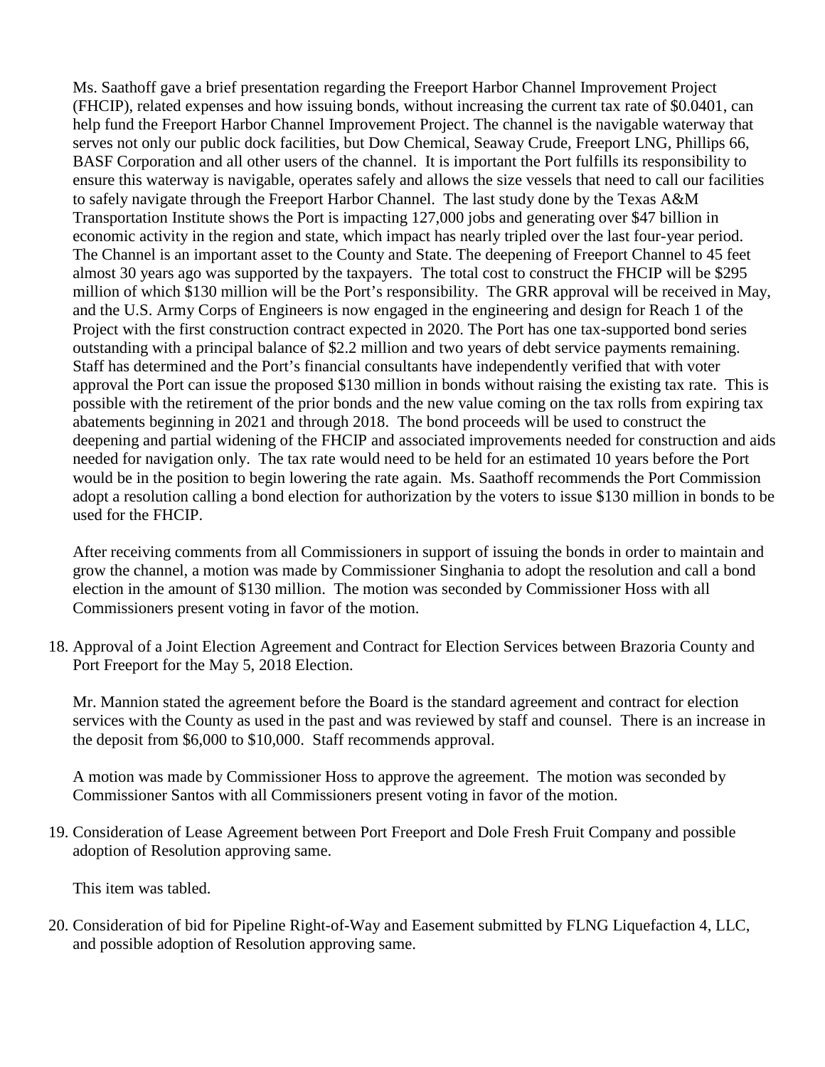Ms. Saathoff gave a brief presentation regarding the Freeport Harbor Channel Improvement Project (FHCIP), related expenses and how issuing bonds, without increasing the current tax rate of $0.0401, can help fund the Freeport Harbor Channel Improvement Project. The channel is the navigable waterway that serves not only our public dock facilities, but Dow Chemical, Seaway Crude, Freeport LNG, Phillips 66, BASF Corporation and all other users of the channel. It is important the Port fulfills its responsibility to ensure this waterway is navigable, operates safely and allows the size vessels that need to call our facilities to safely navigate through the Freeport Harbor Channel. The last study done by the Texas A&M Transportation Institute shows the Port is impacting 127,000 jobs and generating over $47 billion in economic activity in the region and state, which impact has nearly tripled over the last four-year period. The Channel is an important asset to the County and State. The deepening of Freeport Channel to 45 feet almost 30 years ago was supported by the taxpayers. The total cost to construct the FHCIP will be $295 million of which $130 million will be the Port's responsibility. The GRR approval will be received in May, and the U.S. Army Corps of Engineers is now engaged in the engineering and design for Reach 1 of the Project with the first construction contract expected in 2020. The Port has one tax-supported bond series outstanding with a principal balance of $2.2 million and two years of debt service payments remaining. Staff has determined and the Port's financial consultants have independently verified that with voter approval the Port can issue the proposed $130 million in bonds without raising the existing tax rate. This is possible with the retirement of the prior bonds and the new value coming on the tax rolls from expiring tax abatements beginning in 2021 and through 2018. The bond proceeds will be used to construct the deepening and partial widening of the FHCIP and associated improvements needed for construction and aids needed for navigation only. The tax rate would need to be held for an estimated 10 years before the Port would be in the position to begin lowering the rate again. Ms. Saathoff recommends the Port Commission adopt a resolution calling a bond election for authorization by the voters to issue $130 million in bonds to be used for the FHCIP.

After receiving comments from all Commissioners in support of issuing the bonds in order to maintain and grow the channel, a motion was made by Commissioner Singhania to adopt the resolution and call a bond election in the amount of $130 million. The motion was seconded by Commissioner Hoss with all Commissioners present voting in favor of the motion.

18. Approval of a Joint Election Agreement and Contract for Election Services between Brazoria County and Port Freeport for the May 5, 2018 Election.

    Mr. Mannion stated the agreement before the Board is the standard agreement and contract for election services with the County as used in the past and was reviewed by staff and counsel. There is an increase in the deposit from $6,000 to $10,000. Staff recommends approval.

    A motion was made by Commissioner Hoss to approve the agreement. The motion was seconded by Commissioner Santos with all Commissioners present voting in favor of the motion.

19. Consideration of Lease Agreement between Port Freeport and Dole Fresh Fruit Company and possible adoption of Resolution approving same.

    This item was tabled.

20. Consideration of bid for Pipeline Right-of-Way and Easement submitted by FLNG Liquefaction 4, LLC, and possible adoption of Resolution approving same.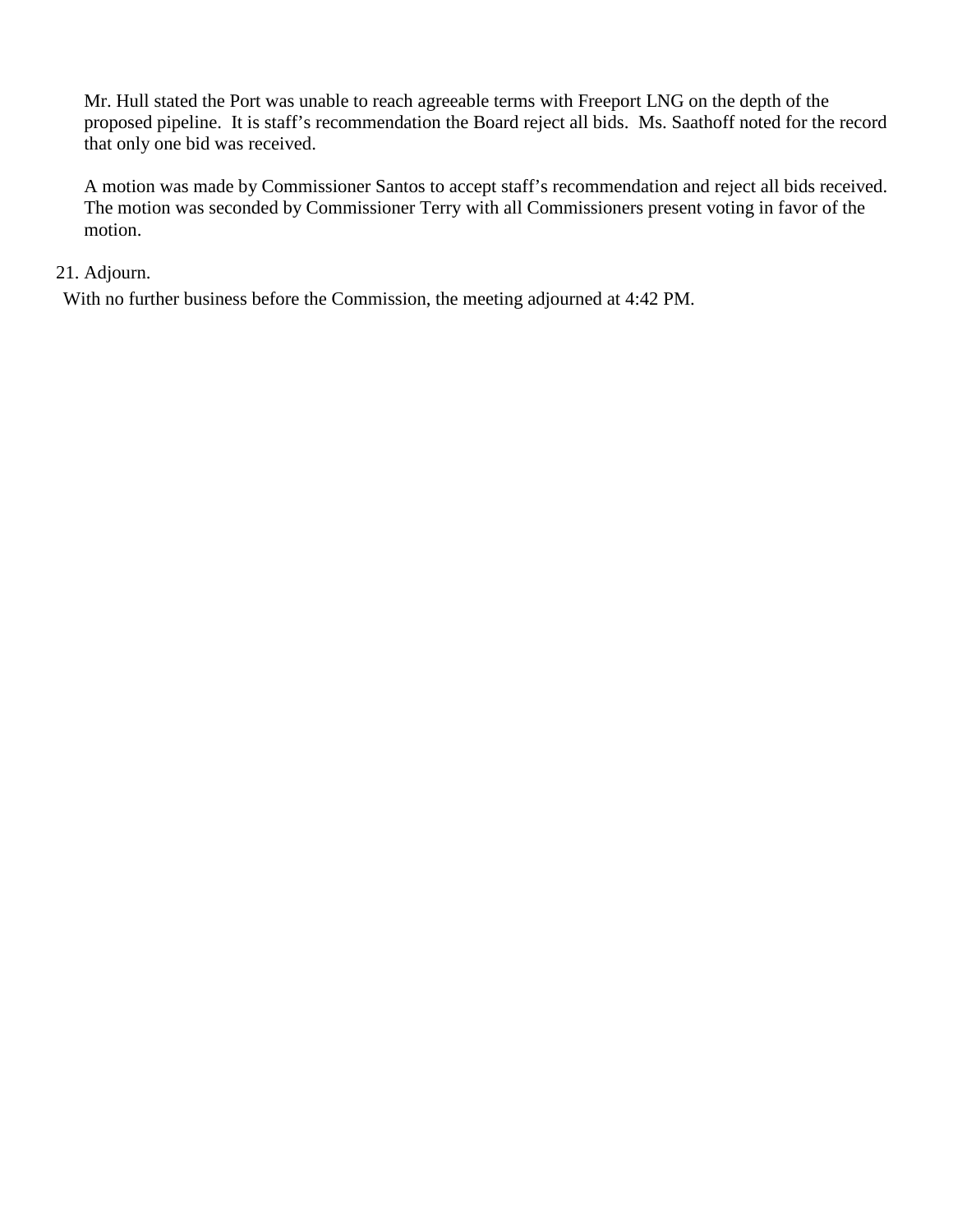Mr. Hull stated the Port was unable to reach agreeable terms with Freeport LNG on the depth of the proposed pipeline. It is staff's recommendation the Board reject all bids. Ms. Saathoff noted for the record that only one bid was received.

A motion was made by Commissioner Santos to accept staff's recommendation and reject all bids received. The motion was seconded by Commissioner Terry with all Commissioners present voting in favor of the motion.

21. Adjourn.

With no further business before the Commission, the meeting adjourned at 4:42 PM.